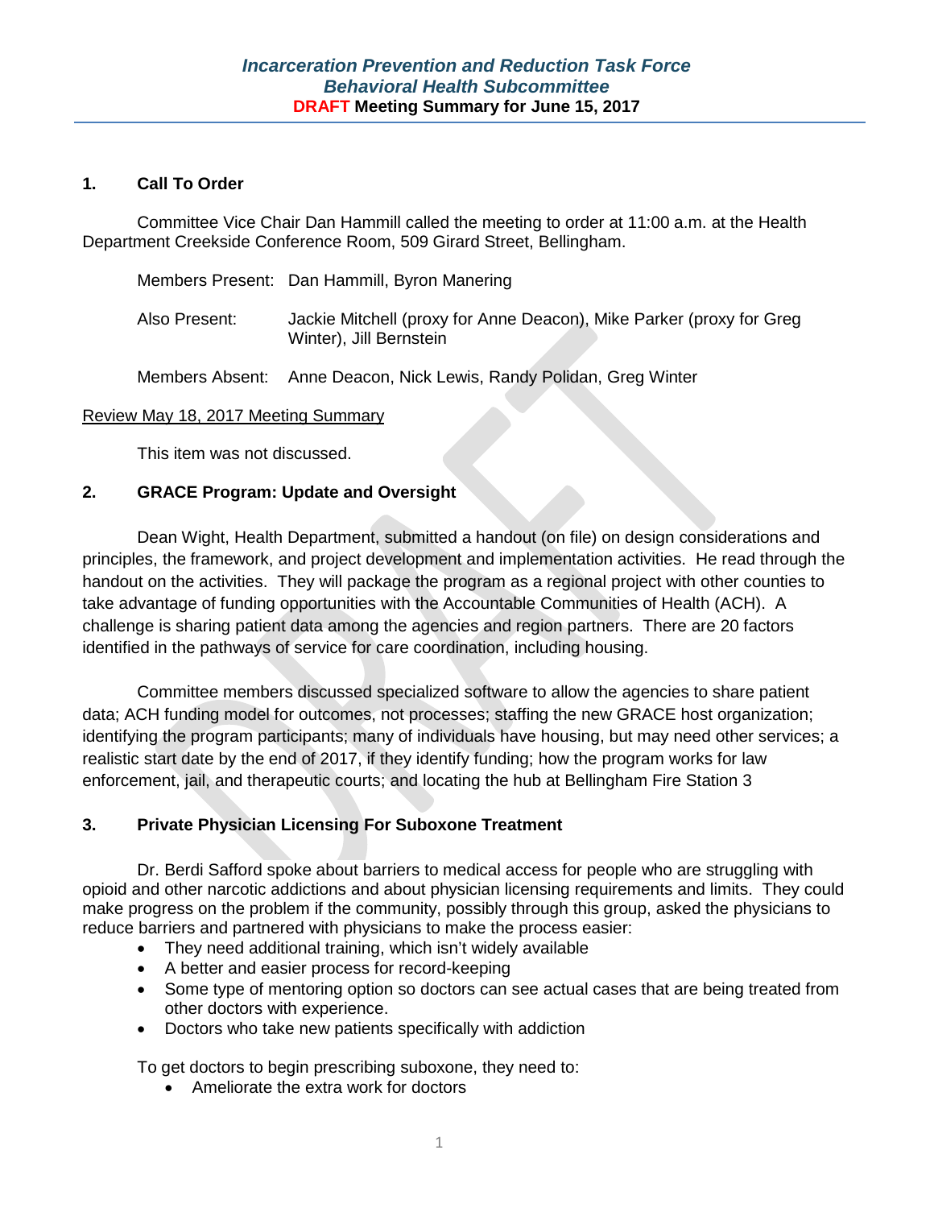# *Incarceration Prevention and Reduction Task Force*
## *Behavioral Health Subcommittee*
### DRAFT Meeting Summary for June 15, 2017

**1. Call To Order**

Committee Vice Chair Dan Hammill called the meeting to order at 11:00 a.m. at the Health Department Creekside Conference Room, 509 Girard Street, Bellingham.

Members Present: Dan Hammill, Byron Manering

Also Present: Jackie Mitchell (proxy for Anne Deacon), Mike Parker (proxy for Greg Winter), Jill Bernstein

Members Absent: Anne Deacon, Nick Lewis, Randy Polidan, Greg Winter

Review May 18, 2017 Meeting Summary

This item was not discussed.

**2. GRACE Program: Update and Oversight**

Dean Wight, Health Department, submitted a handout (on file) on design considerations and principles, the framework, and project development and implementation activities. He read through the handout on the activities. They will package the program as a regional project with other counties to take advantage of funding opportunities with the Accountable Communities of Health (ACH). A challenge is sharing patient data among the agencies and region partners. There are 20 factors identified in the pathways of service for care coordination, including housing.

Committee members discussed specialized software to allow the agencies to share patient data; ACH funding model for outcomes, not processes; staffing the new GRACE host organization; identifying the program participants; many of individuals have housing, but may need other services; a realistic start date by the end of 2017, if they identify funding; how the program works for law enforcement, jail, and therapeutic courts; and locating the hub at Bellingham Fire Station 3

**3. Private Physician Licensing For Suboxone Treatment**

Dr. Berdi Safford spoke about barriers to medical access for people who are struggling with opioid and other narcotic addictions and about physician licensing requirements and limits. They could make progress on the problem if the community, possibly through this group, asked the physicians to reduce barriers and partnered with physicians to make the process easier:

- They need additional training, which isn't widely available
- A better and easier process for record-keeping
- Some type of mentoring option so doctors can see actual cases that are being treated from other doctors with experience.
- Doctors who take new patients specifically with addiction

To get doctors to begin prescribing suboxone, they need to:

- Ameliorate the extra work for doctors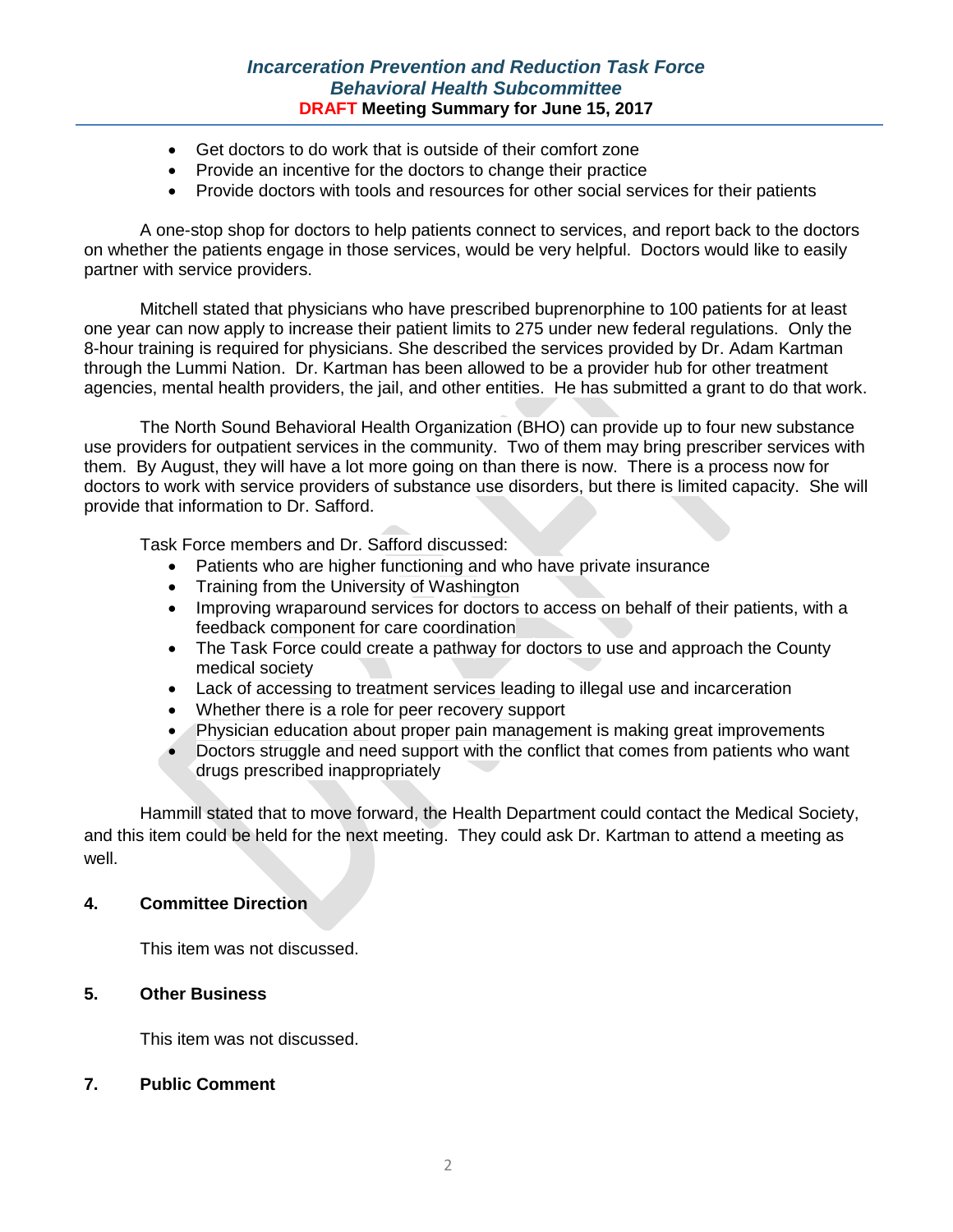- Get doctors to do work that is outside of their comfort zone
- Provide an incentive for the doctors to change their practice
- Provide doctors with tools and resources for other social services for their patients

A one-stop shop for doctors to help patients connect to services, and report back to the doctors on whether the patients engage in those services, would be very helpful. Doctors would like to easily partner with service providers.

Mitchell stated that physicians who have prescribed buprenorphine to 100 patients for at least one year can now apply to increase their patient limits to 275 under new federal regulations. Only the 8-hour training is required for physicians. She described the services provided by Dr. Adam Kartman through the Lummi Nation. Dr. Kartman has been allowed to be a provider hub for other treatment agencies, mental health providers, the jail, and other entities. He has submitted a grant to do that work.

The North Sound Behavioral Health Organization (BHO) can provide up to four new substance use providers for outpatient services in the community. Two of them may bring prescriber services with them. By August, they will have a lot more going on than there is now. There is a process now for doctors to work with service providers of substance use disorders, but there is limited capacity. She will provide that information to Dr. Safford.

Task Force members and Dr. Safford discussed:

- Patients who are higher functioning and who have private insurance
- Training from the University of Washington
- Improving wraparound services for doctors to access on behalf of their patients, with a feedback component for care coordination
- The Task Force could create a pathway for doctors to use and approach the County medical society
- Lack of accessing to treatment services leading to illegal use and incarceration
- Whether there is a role for peer recovery support
- Physician education about proper pain management is making great improvements
- Doctors struggle and need support with the conflict that comes from patients who want drugs prescribed inappropriately

Hammill stated that to move forward, the Health Department could contact the Medical Society, and this item could be held for the next meeting. They could ask Dr. Kartman to attend a meeting as well.

**4. Committee Direction**

This item was not discussed.

**5. Other Business**

This item was not discussed.

**7. Public Comment**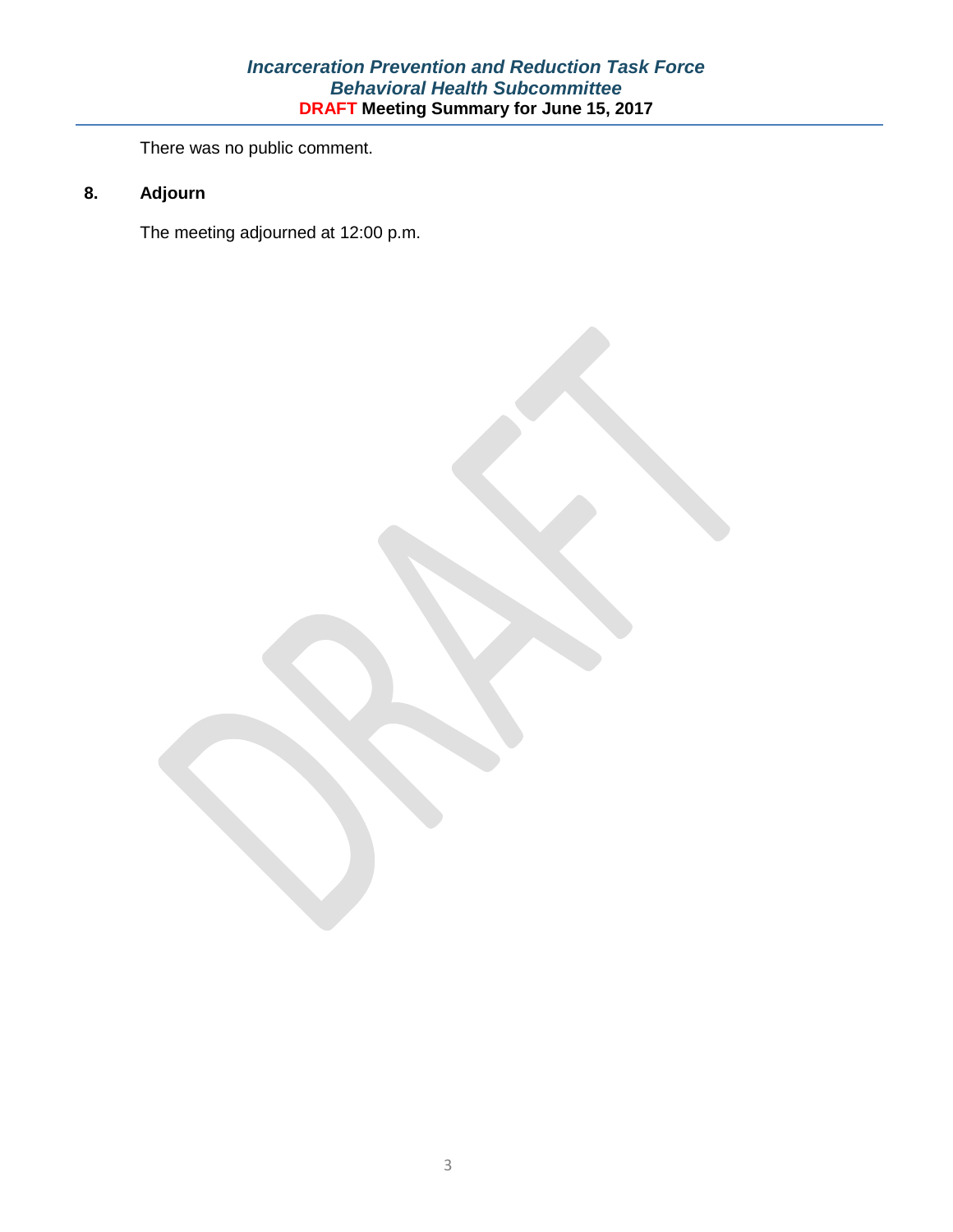There was no public comment.

## 8. Adjourn

The meeting adjourned at 12:00 p.m.